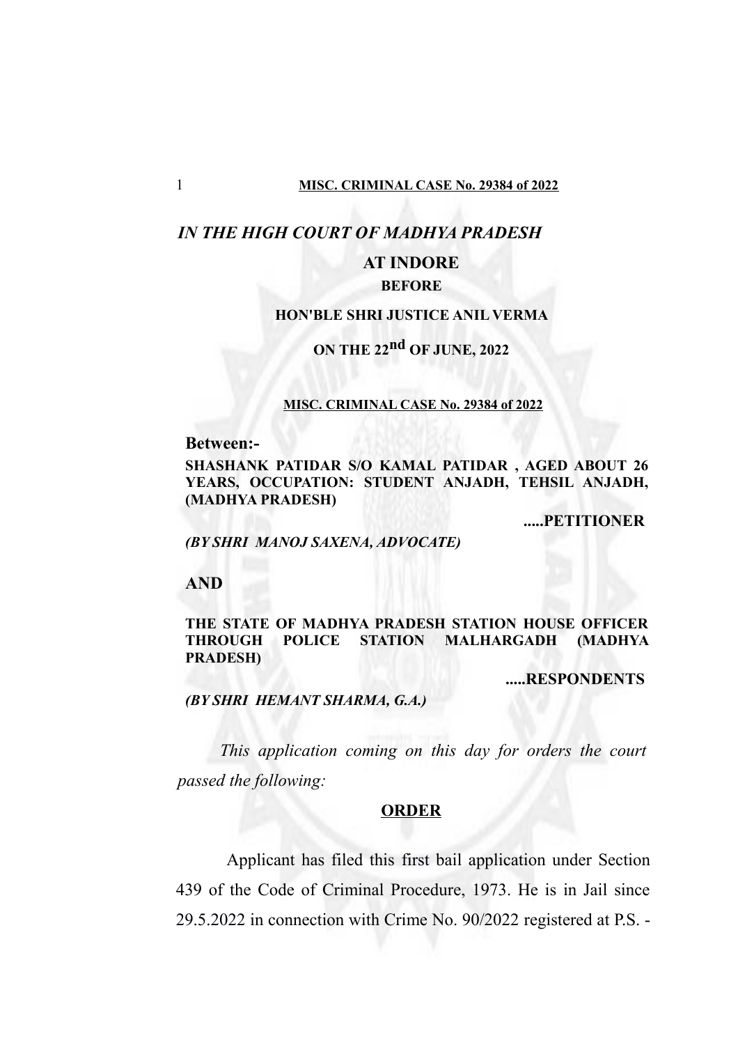# *IN THE HIGH COURT OF MADHYA PRADESH*

## AT INDORE

**BEFORE**

**HON'BLE SHRI JUSTICE ANIL VERMA**

**ON THE 22nd OF JUNE, 2022**

**MISC. CRIMINAL CASE No. 29384 of 2022**

**Between:-**

**SHASHANK PATIDAR S/O KAMAL PATIDAR , AGED ABOUT 26 YEARS, OCCUPATION: STUDENT ANJADH, TEHSIL ANJADH, (MADHYA PRADESH)**

**.....PETITIONER**

***(BY SHRI MANOJ SAXENA, ADVOCATE)***

**AND**

**THE STATE OF MADHYA PRADESH STATION HOUSE OFFICER THROUGH POLICE STATION MALHARGADH (MADHYA PRADESH)**

**.....RESPONDENTS**

***(BY SHRI HEMANT SHARMA, G.A.)***

*This application coming on this day for orders the court passed the following:*

**ORDER**

Applicant has filed this first bail application under Section 439 of the Code of Criminal Procedure, 1973. He is in Jail since 29.5.2022 in connection with Crime No. 90/2022 registered at P.S. -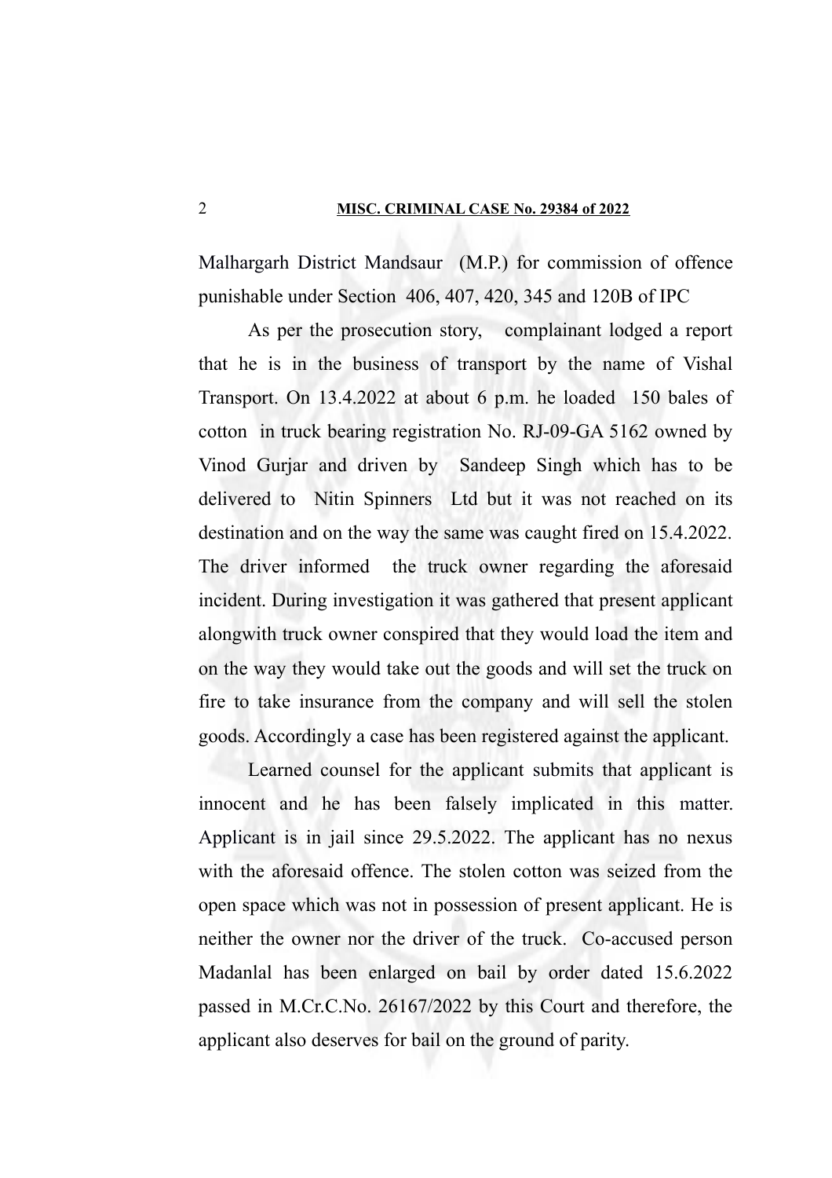Malhargarh District Mandsaur (M.P.) for commission of offence punishable under Section 406, 407, 420, 345 and 120B of IPC

As per the prosecution story, complainant lodged a report that he is in the business of transport by the name of Vishal Transport. On 13.4.2022 at about 6 p.m. he loaded 150 bales of cotton in truck bearing registration No. RJ-09-GA 5162 owned by Vinod Gurjar and driven by Sandeep Singh which has to be delivered to Nitin Spinners Ltd but it was not reached on its destination and on the way the same was caught fired on 15.4.2022. The driver informed the truck owner regarding the aforesaid incident. During investigation it was gathered that present applicant alongwith truck owner conspired that they would load the item and on the way they would take out the goods and will set the truck on fire to take insurance from the company and will sell the stolen goods. Accordingly a case has been registered against the applicant.

Learned counsel for the applicant submits that applicant is innocent and he has been falsely implicated in this matter. Applicant is in jail since 29.5.2022. The applicant has no nexus with the aforesaid offence. The stolen cotton was seized from the open space which was not in possession of present applicant. He is neither the owner nor the driver of the truck. Co-accused person Madanlal has been enlarged on bail by order dated 15.6.2022 passed in M.Cr.C.No. 26167/2022 by this Court and therefore, the applicant also deserves for bail on the ground of parity.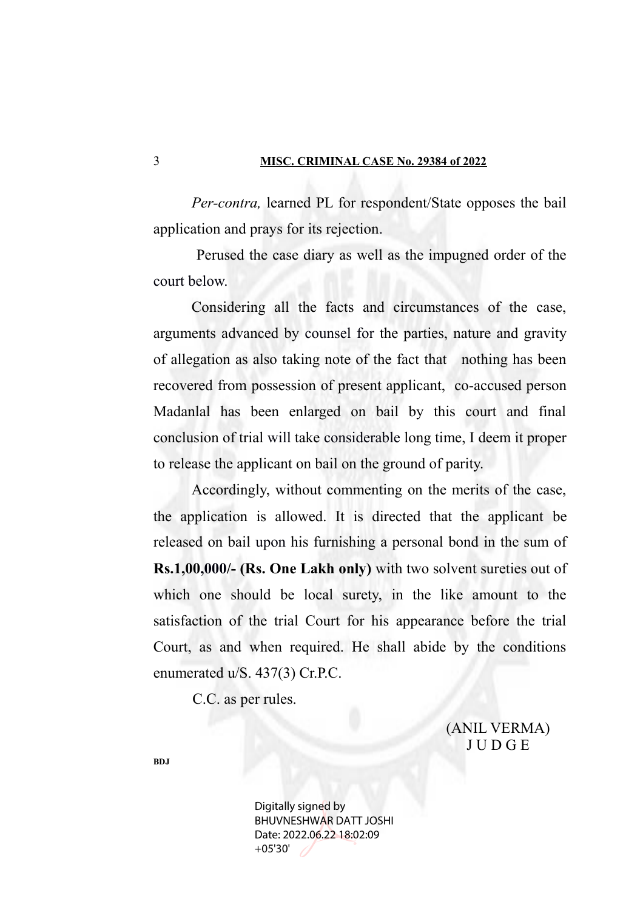*Per-contra,* learned PL for respondent/State opposes the bail application and prays for its rejection.

Perused the case diary as well as the impugned order of the court below.

Considering all the facts and circumstances of the case, arguments advanced by counsel for the parties, nature and gravity of allegation as also taking note of the fact that nothing has been recovered from possession of present applicant, co-accused person Madanlal has been enlarged on bail by this court and final conclusion of trial will take considerable long time, I deem it proper to release the applicant on bail on the ground of parity.

Accordingly, without commenting on the merits of the case, the application is allowed. It is directed that the applicant be released on bail upon his furnishing a personal bond in the sum of **Rs.1,00,000/- (Rs. One Lakh only)** with two solvent sureties out of which one should be local surety, in the like amount to the satisfaction of the trial Court for his appearance before the trial Court, as and when required. He shall abide by the conditions enumerated u/S. 437(3) Cr.P.C.

C.C. as per rules.

(ANIL VERMA)
JUDGE

**BDJ**

Digitally signed by BHUVNESHWAR DATT JOSHI
Date: 2022.06.22 18:02:09 +05'30'